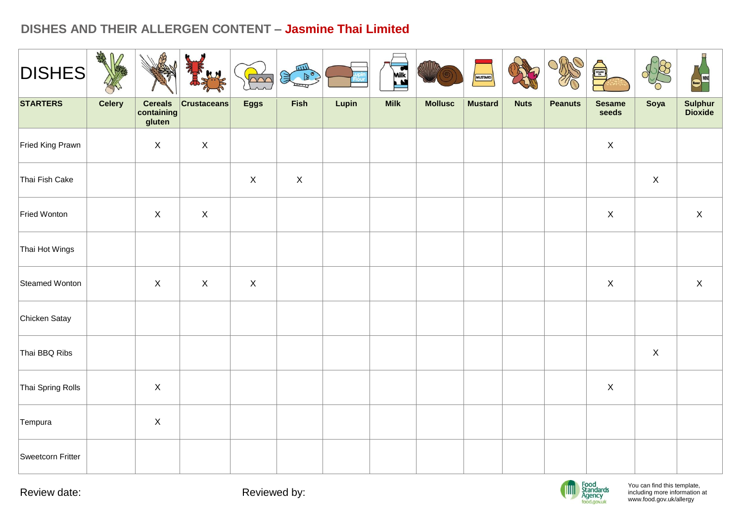## DISHES AND THEIR ALLERGEN CONTENT – Jasmine Thai Limited

| DISHES | | | | | | | | | | | | | |
|---|---|---|---|---|---|---|---|---|---|---|---|---|---|
| **STARTERS** | **Celery** | **Cereals containing gluten** | **Crustaceans** | **Eggs** | **Fish** | **Lupin** | **Milk** | **Mollusc** | **Mustard** | **Nuts** | **Peanuts** | **Sesame seeds** | **Soya** | **Sulphur Dioxide** |
| Fried King Prawn | | X | X | | | | | | | | | X | | |
| Thai Fish Cake | | | | X | X | | | | | | | | X | |
| Fried Wonton | | X | X | | | | | | | | | X | | X |
| Thai Hot Wings | | | | | | | | | | | | | | |
| Steamed Wonton | | X | X | X | | | | | | | | X | | X |
| Chicken Satay | | | | | | | | | | | | | | |
| Thai BBQ Ribs | | | | | | | | | | | | | X | |
| Thai Spring Rolls | | X | | | | | | | | | | X | | |
| Tempura | | X | | | | | | | | | | | | |
| Sweetcorn Fritter | | | | | | | | | | | | | | |

Review date:

Reviewed by:

Food Standards Agency food.gov.uk

You can find this template, including more information at www.food.gov.uk/allergy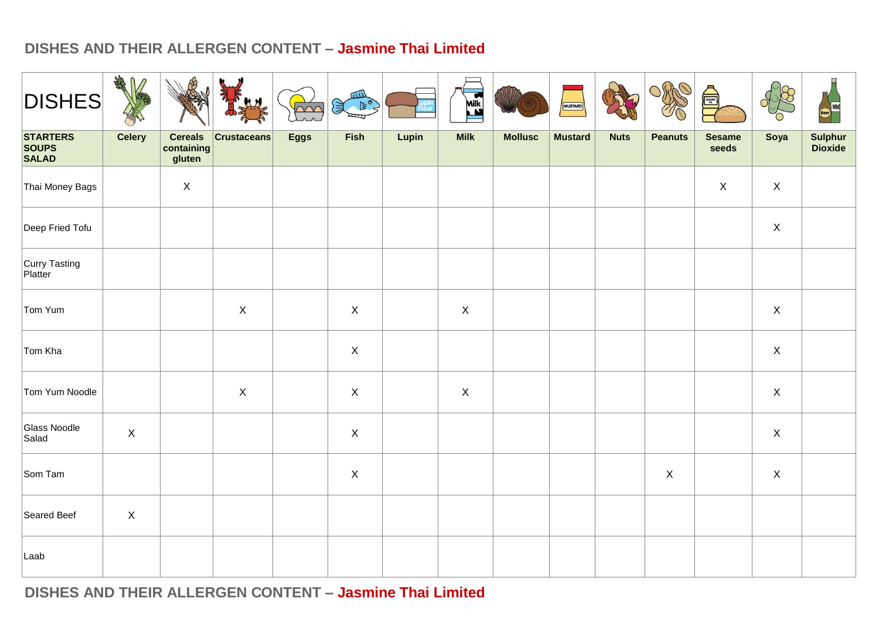## DISHES AND THEIR ALLERGEN CONTENT – Jasmine Thai Limited

| DISHES<br>STARTERS SOUPS SALAD | Celery | Cereals containing gluten | Crustaceans | Eggs | Fish | Lupin | Milk | Mollusc | Mustard | Nuts | Peanuts | Sesame seeds | Soya | Sulphur Dioxide |
|---|---|---|---|---|---|---|---|---|---|---|---|---|---|---|
| Thai Money Bags | | X | | | | | | | | | | X | X | |
| Deep Fried Tofu | | | | | | | | | | | | | X | |
| Curry Tasting Platter | | | | | | | | | | | | | | |
| Tom Yum | | | X | | X | | X | | | | | | X | |
| Tom Kha | | | | | X | | | | | | | | X | |
| Tom Yum Noodle | | | X | | X | | X | | | | | | X | |
| Glass Noodle Salad | X | | | | X | | | | | | | | X | |
| Som Tam | | | | | X | | | | | | X | | X | |
| Seared Beef | X | | | | | | | | | | | | | |
| Laab | | | | | | | | | | | | | | |

## DISHES AND THEIR ALLERGEN CONTENT – Jasmine Thai Limited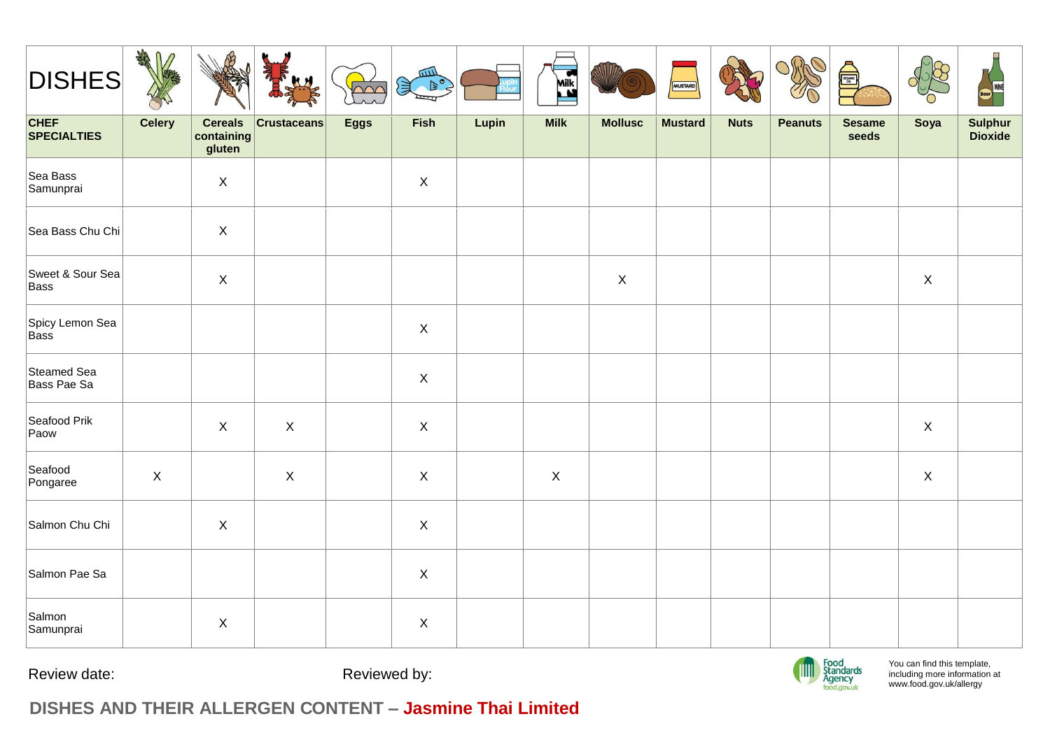| DISHES | | | | | | | | | | | | | | |
|---|---|---|---|---|---|---|---|---|---|---|---|---|---|---|
| **CHEF SPECIALTIES** | **Celery** | **Cereals containing gluten** | **Crustaceans** | **Eggs** | **Fish** | **Lupin** | **Milk** | **Mollusc** | **Mustard** | **Nuts** | **Peanuts** | **Sesame seeds** | **Soya** | **Sulphur Dioxide** |
| Sea Bass Samunprai | | X | | | X | | | | | | | | | |
| Sea Bass Chu Chi | | X | | | | | | | | | | | | |
| Sweet & Sour Sea Bass | | X | | | | | | X | | | | | X | |
| Spicy Lemon Sea Bass | | | | | X | | | | | | | | | |
| Steamed Sea Bass Pae Sa | | | | | X | | | | | | | | | |
| Seafood Prik Paow | | X | X | | X | | | | | | | | X | |
| Seafood Pongaree | X | | X | | X | | X | | | | | | X | |
| Salmon Chu Chi | | X | | | X | | | | | | | | | |
| Salmon Pae Sa | | | | | X | | | | | | | | | |
| Salmon Samunprai | | X | | | X | | | | | | | | | |

Review date:

Reviewed by:

Food Standards Agency
food.gov.uk

You can find this template, including more information at www.food.gov.uk/allergy

**DISHES AND THEIR ALLERGEN CONTENT – Jasmine Thai Limited**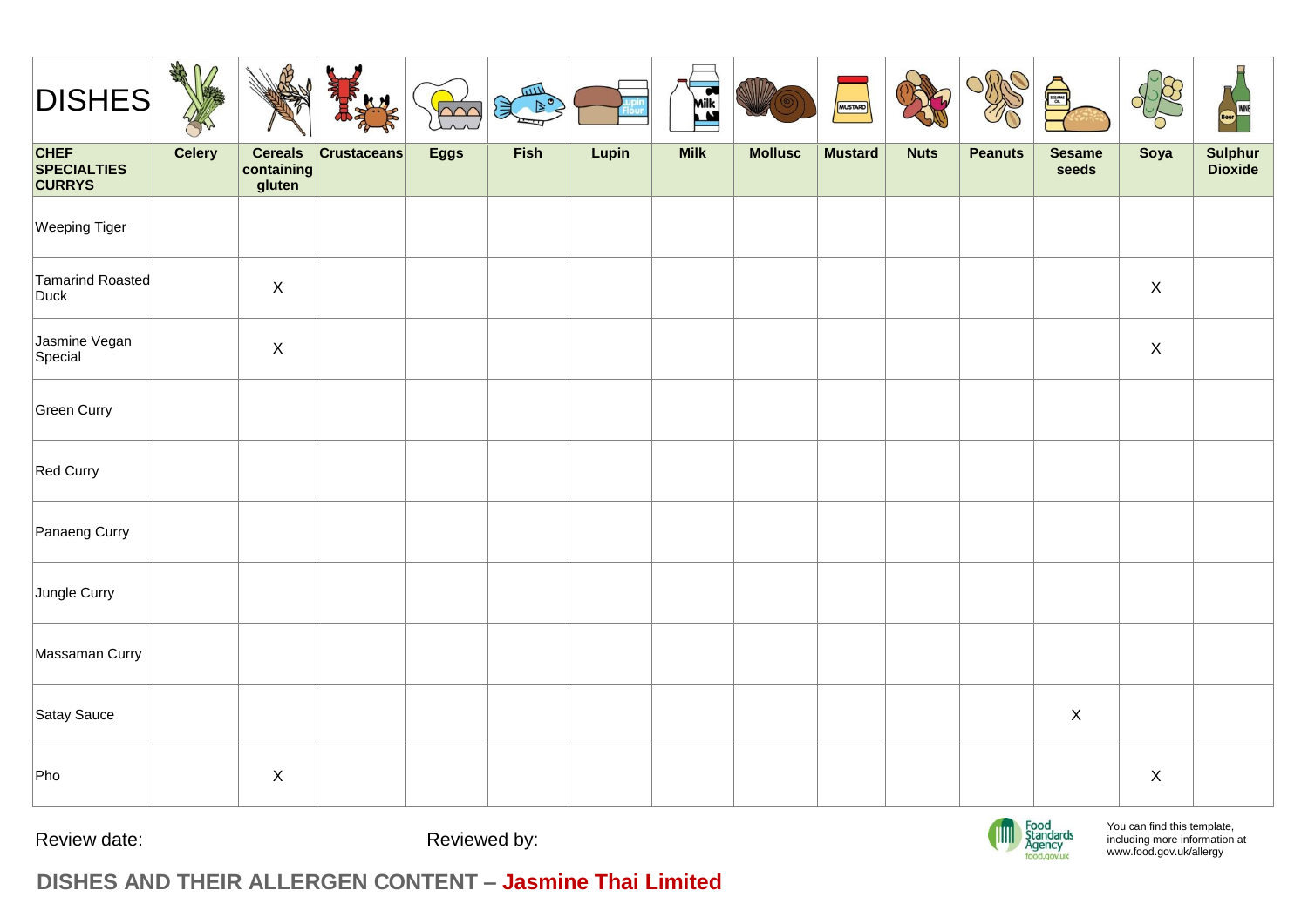| DISHES | | | | | | | | | | | | | | |
|---|---|---|---|---|---|---|---|---|---|---|---|---|---|---|
| **CHEF SPECIALTIES CURRYS** | **Celery** | **Cereals containing gluten** | **Crustaceans** | **Eggs** | **Fish** | **Lupin** | **Milk** | **Mollusc** | **Mustard** | **Nuts** | **Peanuts** | **Sesame seeds** | **Soya** | **Sulphur Dioxide** |
| Weeping Tiger | | | | | | | | | | | | | | |
| Tamarind Roasted Duck | | X | | | | | | | | | | | X | |
| Jasmine Vegan Special | | X | | | | | | | | | | | X | |
| Green Curry | | | | | | | | | | | | | | |
| Red Curry | | | | | | | | | | | | | | |
| Panaeng Curry | | | | | | | | | | | | | | |
| Jungle Curry | | | | | | | | | | | | | | |
| Massaman Curry | | | | | | | | | | | | | | |
| Satay Sauce | | | | | | | | | | | | X | | |
| Pho | | X | | | | | | | | | | | X | |

Review date: Reviewed by:

Food Standards Agency food.gov.uk

You can find this template, including more information at www.food.gov.uk/allergy

**DISHES AND THEIR ALLERGEN CONTENT – Jasmine Thai Limited**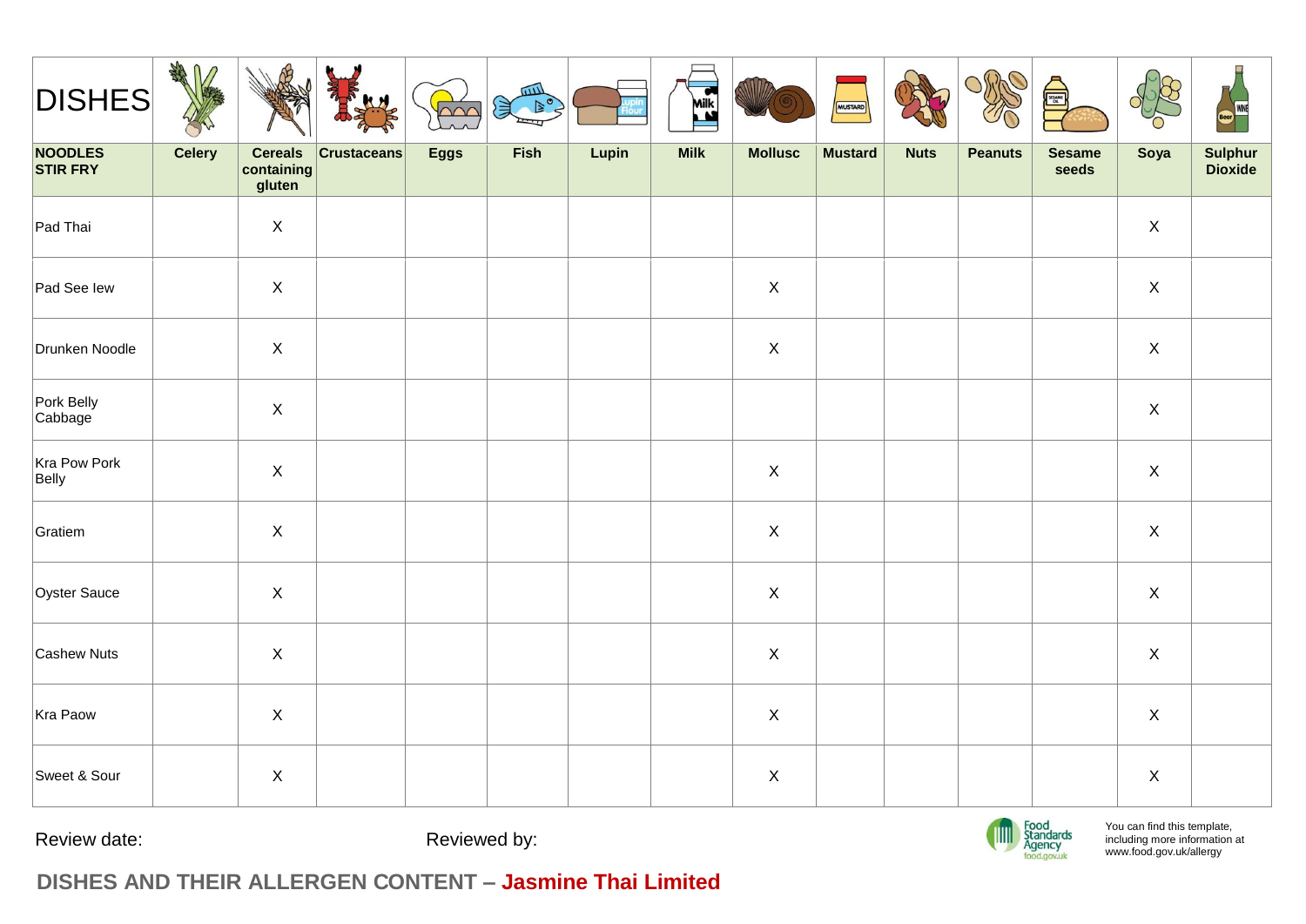| DISHES | | | | | | | | | | | | | | |
|---|---|---|---|---|---|---|---|---|---|---|---|---|---|---|
| **NOODLES STIR FRY** | **Celery** | **Cereals containing gluten** | **Crustaceans** | **Eggs** | **Fish** | **Lupin** | **Milk** | **Mollusc** | **Mustard** | **Nuts** | **Peanuts** | **Sesame seeds** | **Soya** | **Sulphur Dioxide** |
| Pad Thai | | X | | | | | | | | | | | X | |
| Pad See Iew | | X | | | | | | X | | | | | X | |
| Drunken Noodle | | X | | | | | | X | | | | | X | |
| Pork Belly Cabbage | | X | | | | | | | | | | | X | |
| Kra Pow Pork Belly | | X | | | | | | X | | | | | X | |
| Gratiem | | X | | | | | | X | | | | | X | |
| Oyster Sauce | | X | | | | | | X | | | | | X | |
| Cashew Nuts | | X | | | | | | X | | | | | X | |
| Kra Paow | | X | | | | | | X | | | | | X | |
| Sweet & Sour | | X | | | | | | X | | | | | X | |

Review date: Reviewed by:

Food Standards Agency food.gov.uk

You can find this template, including more information at www.food.gov.uk/allergy

**DISHES AND THEIR ALLERGEN CONTENT – Jasmine Thai Limited**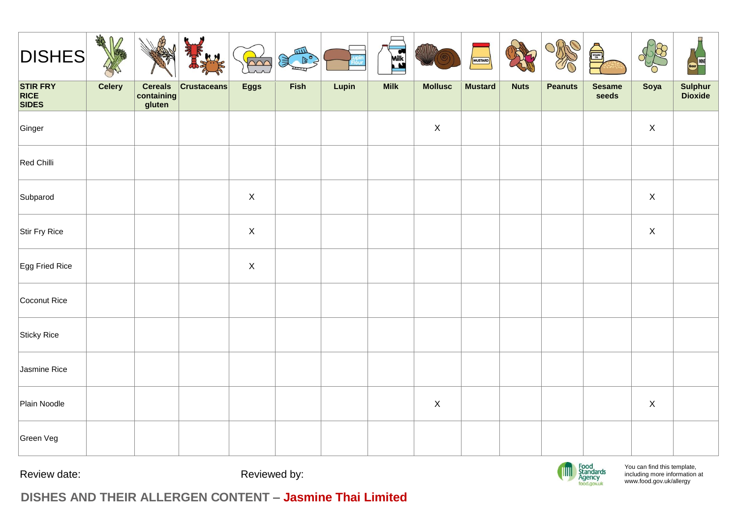| DISHES<br>STIR FRY RICE SIDES | Celery | Cereals containing gluten | Crustaceans | Eggs | Fish | Lupin | Milk | Mollusc | Mustard | Nuts | Peanuts | Sesame seeds | Soya | Sulphur Dioxide |
|---|---|---|---|---|---|---|---|---|---|---|---|---|---|---|
| Ginger | | | | | | | | X | | | | | X | |
| Red Chilli | | | | | | | | | | | | | | |
| Subparod | | | | X | | | | | | | | | X | |
| Stir Fry Rice | | | | X | | | | | | | | | X | |
| Egg Fried Rice | | | | X | | | | | | | | | | |
| Coconut Rice | | | | | | | | | | | | | | |
| Sticky Rice | | | | | | | | | | | | | | |
| Jasmine Rice | | | | | | | | | | | | | | |
| Plain Noodle | | | | | | | | X | | | | | X | |
| Green Veg | | | | | | | | | | | | | | |

Review date: Reviewed by:

Food Standards Agency food.gov.uk

You can find this template, including more information at www.food.gov.uk/allergy

**DISHES AND THEIR ALLERGEN CONTENT – Jasmine Thai Limited**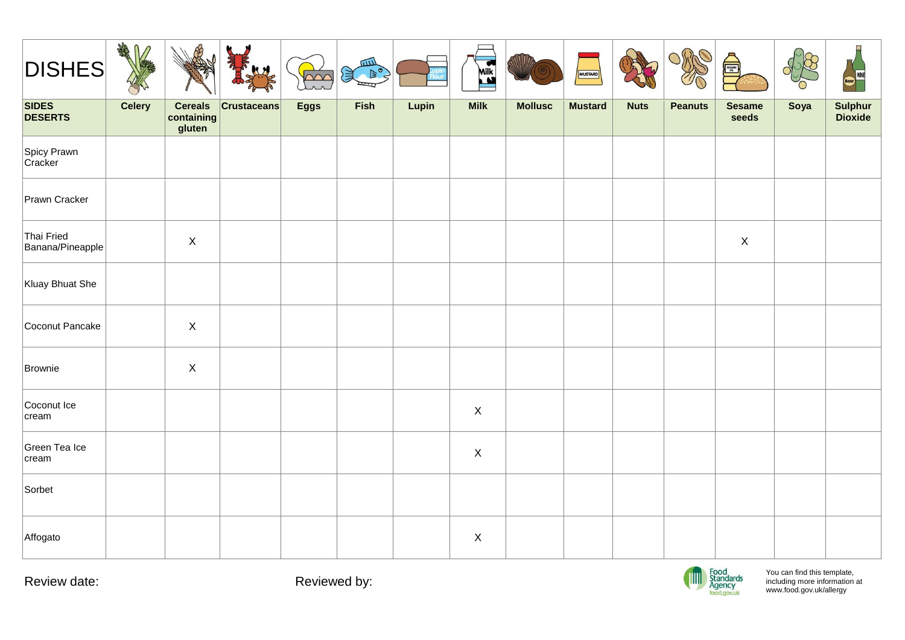| DISHES | | | | | | | | | | | | | | |
|---|---|---|---|---|---|---|---|---|---|---|---|---|---|---|
| **SIDES DESERTS** | **Celery** | **Cereals containing gluten** | **Crustaceans** | **Eggs** | **Fish** | **Lupin** | **Milk** | **Mollusc** | **Mustard** | **Nuts** | **Peanuts** | **Sesame seeds** | **Soya** | **Sulphur Dioxide** |
| Spicy Prawn Cracker | | | | | | | | | | | | | | |
| Prawn Cracker | | | | | | | | | | | | | | |
| Thai Fried Banana/Pineapple | | X | | | | | | | | | | X | | |
| Kluay Bhuat She | | | | | | | | | | | | | | |
| Coconut Pancake | | X | | | | | | | | | | | | |
| Brownie | | X | | | | | | | | | | | | |
| Coconut Ice cream | | | | | | | X | | | | | | | |
| Green Tea Ice cream | | | | | | | X | | | | | | | |
| Sorbet | | | | | | | | | | | | | | |
| Affogato | | | | | | | X | | | | | | | |

Review date:

Reviewed by:

Food Standards Agency food.gov.uk

You can find this template, including more information at www.food.gov.uk/allergy